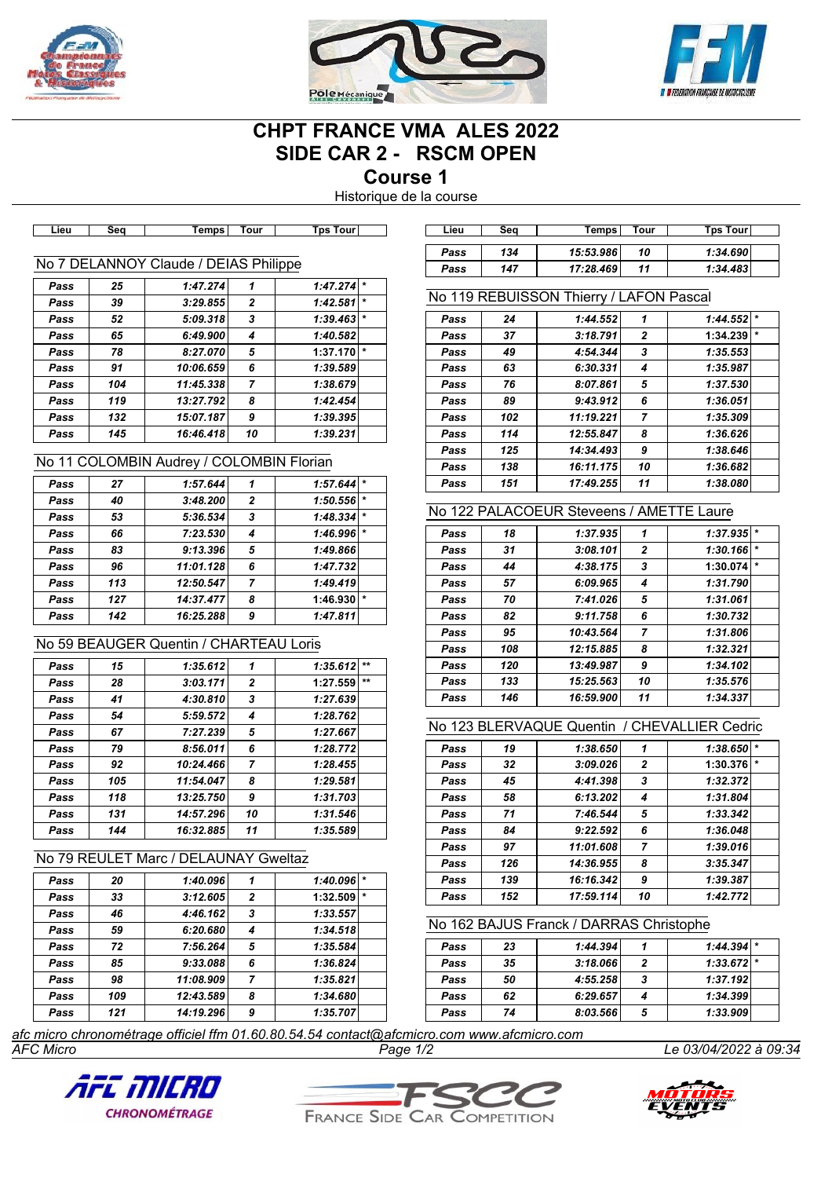# CHPT FRANCE VMA ALES 2022

## SIDE CAR 2 - RSCM OPEN

## Course 1

Historique de la course

### No 7 DELANNOY Claude / DEIAS Philippe

| Lieu | Seq | Temps | Tour | Tps Tour | |
|---|---|---|---|---|---|
| Pass | 25 | 1:47.274 | 1 | 1:47.274 | * |
| Pass | 39 | 3:29.855 | 2 | 1:42.581 | * |
| Pass | 52 | 5:09.318 | 3 | 1:39.463 | * |
| Pass | 65 | 6:49.900 | 4 | 1:40.582 | |
| Pass | 78 | 8:27.070 | 5 | 1:37.170 | * |
| Pass | 91 | 10:06.659 | 6 | 1:39.589 | |
| Pass | 104 | 11:45.338 | 7 | 1:38.679 | |
| Pass | 119 | 13:27.792 | 8 | 1:42.454 | |
| Pass | 132 | 15:07.187 | 9 | 1:39.395 | |
| Pass | 145 | 16:46.418 | 10 | 1:39.231 | |

### No 11 COLOMBIN Audrey / COLOMBIN Florian

| Lieu | Seq | Temps | Tour | Tps Tour | |
|---|---|---|---|---|---|
| Pass | 27 | 1:57.644 | 1 | 1:57.644 | * |
| Pass | 40 | 3:48.200 | 2 | 1:50.556 | * |
| Pass | 53 | 5:36.534 | 3 | 1:48.334 | * |
| Pass | 66 | 7:23.530 | 4 | 1:46.996 | * |
| Pass | 83 | 9:13.396 | 5 | 1:49.866 | |
| Pass | 96 | 11:01.128 | 6 | 1:47.732 | |
| Pass | 113 | 12:50.547 | 7 | 1:49.419 | |
| Pass | 127 | 14:37.477 | 8 | 1:46.930 | * |
| Pass | 142 | 16:25.288 | 9 | 1:47.811 | |

### No 59 BEAUGER Quentin / CHARTEAU Loris

| Lieu | Seq | Temps | Tour | Tps Tour | |
|---|---|---|---|---|---|
| Pass | 15 | 1:35.612 | 1 | 1:35.612 | ** |
| Pass | 28 | 3:03.171 | 2 | 1:27.559 | ** |
| Pass | 41 | 4:30.810 | 3 | 1:27.639 | |
| Pass | 54 | 5:59.572 | 4 | 1:28.762 | |
| Pass | 67 | 7:27.239 | 5 | 1:27.667 | |
| Pass | 79 | 8:56.011 | 6 | 1:28.772 | |
| Pass | 92 | 10:24.466 | 7 | 1:28.455 | |
| Pass | 105 | 11:54.047 | 8 | 1:29.581 | |
| Pass | 118 | 13:25.750 | 9 | 1:31.703 | |
| Pass | 131 | 14:57.296 | 10 | 1:31.546 | |
| Pass | 144 | 16:32.885 | 11 | 1:35.589 | |

### No 79 REULET Marc / DELAUNAY Gweltaz

| Lieu | Seq | Temps | Tour | Tps Tour | |
|---|---|---|---|---|---|
| Pass | 20 | 1:40.096 | 1 | 1:40.096 | * |
| Pass | 33 | 3:12.605 | 2 | 1:32.509 | * |
| Pass | 46 | 4:46.162 | 3 | 1:33.557 | |
| Pass | 59 | 6:20.680 | 4 | 1:34.518 | |
| Pass | 72 | 7:56.264 | 5 | 1:35.584 | |
| Pass | 85 | 9:33.088 | 6 | 1:36.824 | |
| Pass | 98 | 11:08.909 | 7 | 1:35.821 | |
| Pass | 109 | 12:43.589 | 8 | 1:34.680 | |
| Pass | 121 | 14:19.296 | 9 | 1:35.707 | |
| Pass | 134 | 15:53.986 | 10 | 1:34.690 | |
| Pass | 147 | 17:28.469 | 11 | 1:34.483 | |

### No 119 REBUISSON Thierry / LAFON Pascal

| Lieu | Seq | Temps | Tour | Tps Tour | |
|---|---|---|---|---|---|
| Pass | 24 | 1:44.552 | 1 | 1:44.552 | * |
| Pass | 37 | 3:18.791 | 2 | 1:34.239 | * |
| Pass | 49 | 4:54.344 | 3 | 1:35.553 | |
| Pass | 63 | 6:30.331 | 4 | 1:35.987 | |
| Pass | 76 | 8:07.861 | 5 | 1:37.530 | |
| Pass | 89 | 9:43.912 | 6 | 1:36.051 | |
| Pass | 102 | 11:19.221 | 7 | 1:35.309 | |
| Pass | 114 | 12:55.847 | 8 | 1:36.626 | |
| Pass | 125 | 14:34.493 | 9 | 1:38.646 | |
| Pass | 138 | 16:11.175 | 10 | 1:36.682 | |
| Pass | 151 | 17:49.255 | 11 | 1:38.080 | |

### No 122 PALACOEUR Steveens / AMETTE Laure

| Lieu | Seq | Temps | Tour | Tps Tour | |
|---|---|---|---|---|---|
| Pass | 18 | 1:37.935 | 1 | 1:37.935 | * |
| Pass | 31 | 3:08.101 | 2 | 1:30.166 | * |
| Pass | 44 | 4:38.175 | 3 | 1:30.074 | * |
| Pass | 57 | 6:09.965 | 4 | 1:31.790 | |
| Pass | 70 | 7:41.026 | 5 | 1:31.061 | |
| Pass | 82 | 9:11.758 | 6 | 1:30.732 | |
| Pass | 95 | 10:43.564 | 7 | 1:31.806 | |
| Pass | 108 | 12:15.885 | 8 | 1:32.321 | |
| Pass | 120 | 13:49.987 | 9 | 1:34.102 | |
| Pass | 133 | 15:25.563 | 10 | 1:35.576 | |
| Pass | 146 | 16:59.900 | 11 | 1:34.337 | |

### No 123 BLERVAQUE Quentin / CHEVALLIER Cedric

| Lieu | Seq | Temps | Tour | Tps Tour | |
|---|---|---|---|---|---|
| Pass | 19 | 1:38.650 | 1 | 1:38.650 | * |
| Pass | 32 | 3:09.026 | 2 | 1:30.376 | * |
| Pass | 45 | 4:41.398 | 3 | 1:32.372 | |
| Pass | 58 | 6:13.202 | 4 | 1:31.804 | |
| Pass | 71 | 7:46.544 | 5 | 1:33.342 | |
| Pass | 84 | 9:22.592 | 6 | 1:36.048 | |
| Pass | 97 | 11:01.608 | 7 | 1:39.016 | |
| Pass | 126 | 14:36.955 | 8 | 3:35.347 | |
| Pass | 139 | 16:16.342 | 9 | 1:39.387 | |
| Pass | 152 | 17:59.114 | 10 | 1:42.772 | |

### No 162 BAJUS Franck / DARRAS Christophe

| Lieu | Seq | Temps | Tour | Tps Tour | |
|---|---|---|---|---|---|
| Pass | 23 | 1:44.394 | 1 | 1:44.394 | * |
| Pass | 35 | 3:18.066 | 2 | 1:33.672 | * |
| Pass | 50 | 4:55.258 | 3 | 1:37.192 | |
| Pass | 62 | 6:29.657 | 4 | 1:34.399 | |
| Pass | 74 | 8:03.566 | 5 | 1:33.909 | |

*afc micro chronométrage officiel ffm 01.60.80.54.54 contact@afcmicro.com www.afcmicro.com*

*AFC Micro* — *Le 03/04/2022 à 09:34*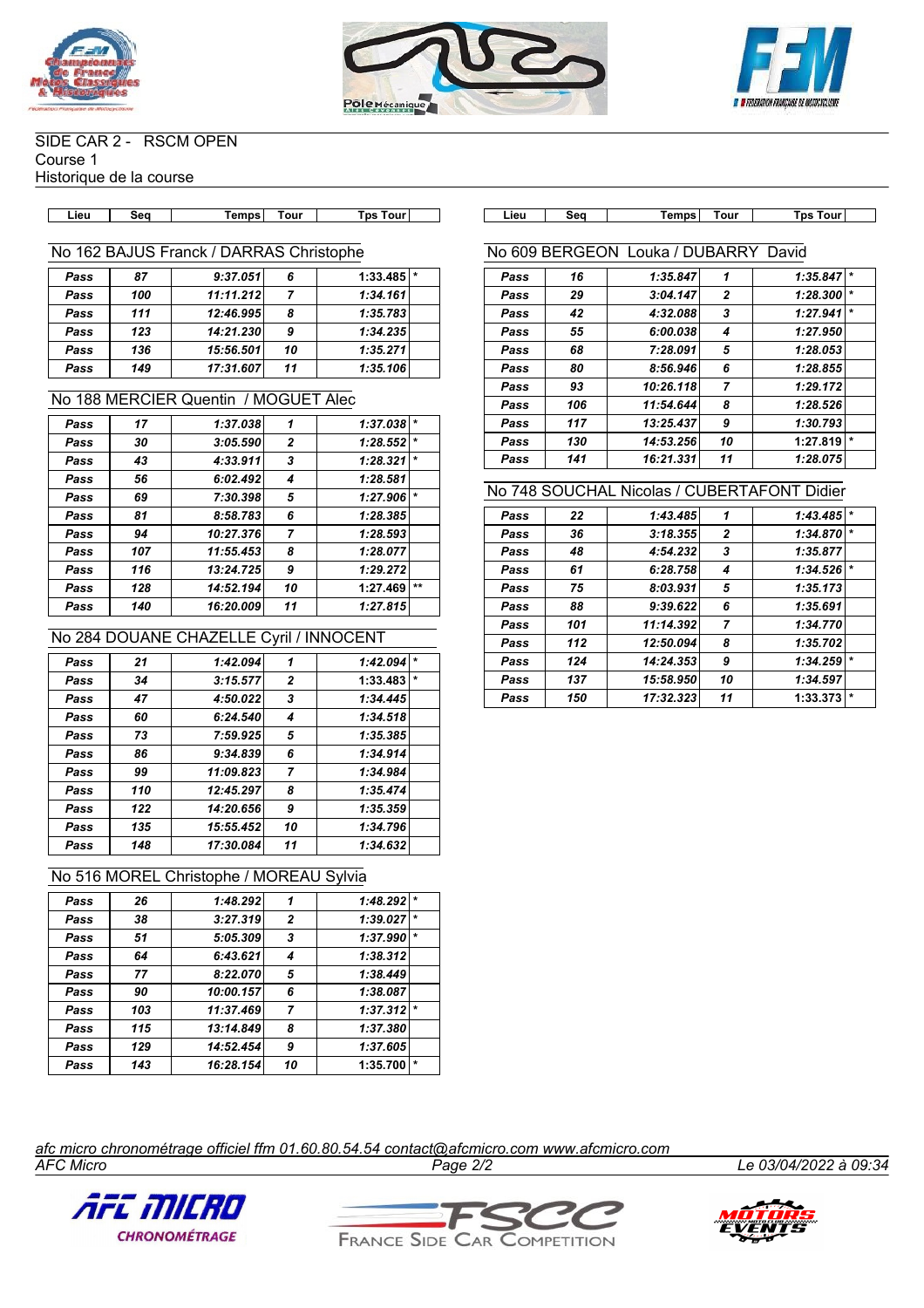SIDE CAR 2 - RSCM OPEN

Course 1

Historique de la course

### No 162 BAJUS Franck / DARRAS Christophe

| Lieu | Seq | Temps | Tour | Tps Tour | |
|---|---|---|---|---|---|
| Pass | 87 | 9:37.051 | 6 | 1:33.485 | * |
| Pass | 100 | 11:11.212 | 7 | 1:34.161 | |
| Pass | 111 | 12:46.995 | 8 | 1:35.783 | |
| Pass | 123 | 14:21.230 | 9 | 1:34.235 | |
| Pass | 136 | 15:56.501 | 10 | 1:35.271 | |
| Pass | 149 | 17:31.607 | 11 | 1:35.106 | |

### No 188 MERCIER Quentin / MOGUET Alec

| Lieu | Seq | Temps | Tour | Tps Tour | |
|---|---|---|---|---|---|
| Pass | 17 | 1:37.038 | 1 | 1:37.038 | * |
| Pass | 30 | 3:05.590 | 2 | 1:28.552 | * |
| Pass | 43 | 4:33.911 | 3 | 1:28.321 | * |
| Pass | 56 | 6:02.492 | 4 | 1:28.581 | |
| Pass | 69 | 7:30.398 | 5 | 1:27.906 | * |
| Pass | 81 | 8:58.783 | 6 | 1:28.385 | |
| Pass | 94 | 10:27.376 | 7 | 1:28.593 | |
| Pass | 107 | 11:55.453 | 8 | 1:28.077 | |
| Pass | 116 | 13:24.725 | 9 | 1:29.272 | |
| Pass | 128 | 14:52.194 | 10 | 1:27.469 | ** |
| Pass | 140 | 16:20.009 | 11 | 1:27.815 | |

### No 284 DOUANE CHAZELLE Cyril / INNOCENT

| Lieu | Seq | Temps | Tour | Tps Tour | |
|---|---|---|---|---|---|
| Pass | 21 | 1:42.094 | 1 | 1:42.094 | * |
| Pass | 34 | 3:15.577 | 2 | 1:33.483 | * |
| Pass | 47 | 4:50.022 | 3 | 1:34.445 | |
| Pass | 60 | 6:24.540 | 4 | 1:34.518 | |
| Pass | 73 | 7:59.925 | 5 | 1:35.385 | |
| Pass | 86 | 9:34.839 | 6 | 1:34.914 | |
| Pass | 99 | 11:09.823 | 7 | 1:34.984 | |
| Pass | 110 | 12:45.297 | 8 | 1:35.474 | |
| Pass | 122 | 14:20.656 | 9 | 1:35.359 | |
| Pass | 135 | 15:55.452 | 10 | 1:34.796 | |
| Pass | 148 | 17:30.084 | 11 | 1:34.632 | |

### No 516 MOREL Christophe / MOREAU Sylvia

| Lieu | Seq | Temps | Tour | Tps Tour | |
|---|---|---|---|---|---|
| Pass | 26 | 1:48.292 | 1 | 1:48.292 | * |
| Pass | 38 | 3:27.319 | 2 | 1:39.027 | * |
| Pass | 51 | 5:05.309 | 3 | 1:37.990 | * |
| Pass | 64 | 6:43.621 | 4 | 1:38.312 | |
| Pass | 77 | 8:22.070 | 5 | 1:38.449 | |
| Pass | 90 | 10:00.157 | 6 | 1:38.087 | |
| Pass | 103 | 11:37.469 | 7 | 1:37.312 | * |
| Pass | 115 | 13:14.849 | 8 | 1:37.380 | |
| Pass | 129 | 14:52.454 | 9 | 1:37.605 | |
| Pass | 143 | 16:28.154 | 10 | 1:35.700 | * |

### No 609 BERGEON Louka / DUBARRY David

| Lieu | Seq | Temps | Tour | Tps Tour | |
|---|---|---|---|---|---|
| Pass | 16 | 1:35.847 | 1 | 1:35.847 | * |
| Pass | 29 | 3:04.147 | 2 | 1:28.300 | * |
| Pass | 42 | 4:32.088 | 3 | 1:27.941 | * |
| Pass | 55 | 6:00.038 | 4 | 1:27.950 | |
| Pass | 68 | 7:28.091 | 5 | 1:28.053 | |
| Pass | 80 | 8:56.946 | 6 | 1:28.855 | |
| Pass | 93 | 10:26.118 | 7 | 1:29.172 | |
| Pass | 106 | 11:54.644 | 8 | 1:28.526 | |
| Pass | 117 | 13:25.437 | 9 | 1:30.793 | |
| Pass | 130 | 14:53.256 | 10 | 1:27.819 | * |
| Pass | 141 | 16:21.331 | 11 | 1:28.075 | |

### No 748 SOUCHAL Nicolas / CUBERTAFONT Didier

| Lieu | Seq | Temps | Tour | Tps Tour | |
|---|---|---|---|---|---|
| Pass | 22 | 1:43.485 | 1 | 1:43.485 | * |
| Pass | 36 | 3:18.355 | 2 | 1:34.870 | * |
| Pass | 48 | 4:54.232 | 3 | 1:35.877 | |
| Pass | 61 | 6:28.758 | 4 | 1:34.526 | * |
| Pass | 75 | 8:03.931 | 5 | 1:35.173 | |
| Pass | 88 | 9:39.622 | 6 | 1:35.691 | |
| Pass | 101 | 11:14.392 | 7 | 1:34.770 | |
| Pass | 112 | 12:50.094 | 8 | 1:35.702 | |
| Pass | 124 | 14:24.353 | 9 | 1:34.259 | * |
| Pass | 137 | 15:58.950 | 10 | 1:34.597 | |
| Pass | 150 | 17:32.323 | 11 | 1:33.373 | * |

afc micro chronométrage officiel ffm 01.60.80.54.54 contact@afcmicro.com www.afcmicro.com

AFC Micro — Le 03/04/2022 à 09:34